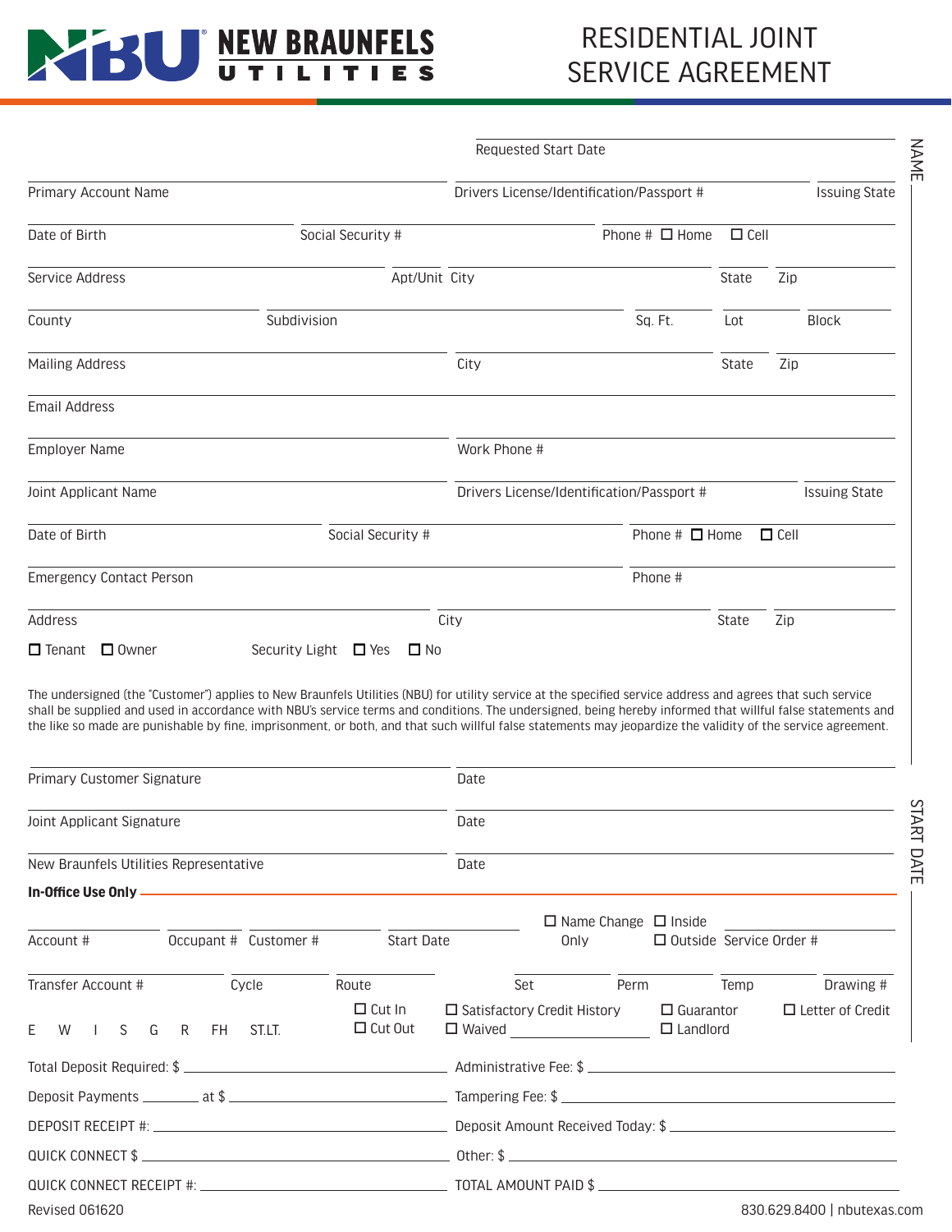# NEW BRAUNFELS UTILITIES

# RESIDENTIAL JOINT SERVICE AGREEMENT

Requested Start Date ____________________

Primary Account Name ____________________ Drivers License/Identification/Passport # ____________________ Issuing State ________

Date of Birth ____________ Social Security # ____________ Phone # ☐ Home ☐ Cell ____________

Service Address ____________________ Apt/Unit ______ City ____________ State ______ Zip ______

County ____________ Subdivision ____________ Sq. Ft. ______ Lot ______ Block ______

Mailing Address ____________________ City ____________ State ______ Zip ______

Email Address ____________________

Employer Name ____________________ Work Phone # ____________________

Joint Applicant Name ____________________ Drivers License/Identification/Passport # ____________________ Issuing State ________

Date of Birth ____________ Social Security # ____________ Phone # ☐ Home ☐ Cell ____________

Emergency Contact Person ____________________ Phone # ____________________

Address ____________________ City ____________ State ______ Zip ______

☐ Tenant ☐ Owner Security Light ☐ Yes ☐ No

The undersigned (the "Customer") applies to New Braunfels Utilities (NBU) for utility service at the specified service address and agrees that such service shall be supplied and used in accordance with NBU's service terms and conditions. The undersigned, being hereby informed that willful false statements and the like so made are punishable by fine, imprisonment, or both, and that such willful false statements may jeopardize the validity of the service agreement.

Primary Customer Signature ____________________ Date ____________________

Joint Applicant Signature ____________________ Date ____________________

New Braunfels Utilities Representative ____________________ Date ____________________

**In-Office Use Only**

Account # ________ Occupant # ________ Customer # ________ Start Date ________ ☐ Name Change Only ☐ Inside ☐ Outside Service Order # ________

Transfer Account # ________ Cycle ________ Route ________ Set ________ Perm ________ Temp ________ Drawing # ________

E W I S G R FH ST.LT. ☐ Cut In ☐ Cut Out ☐ Satisfactory Credit History ☐ Waived ________ ☐ Guarantor ☐ Landlord ☐ Letter of Credit

Total Deposit Required: $ ____________________ Administrative Fee: $ ____________________

Deposit Payments ________ at $ ____________________ Tampering Fee: $ ____________________

DEPOSIT RECEIPT #: ____________________ Deposit Amount Received Today: $ ____________________

QUICK CONNECT $ ____________________ Other: $ ____________________

QUICK CONNECT RECEIPT #: ____________________ TOTAL AMOUNT PAID $ ____________________

NAME ____________________

START DATE ____________________

Revised 061620

830.629.8400 | nbutexas.com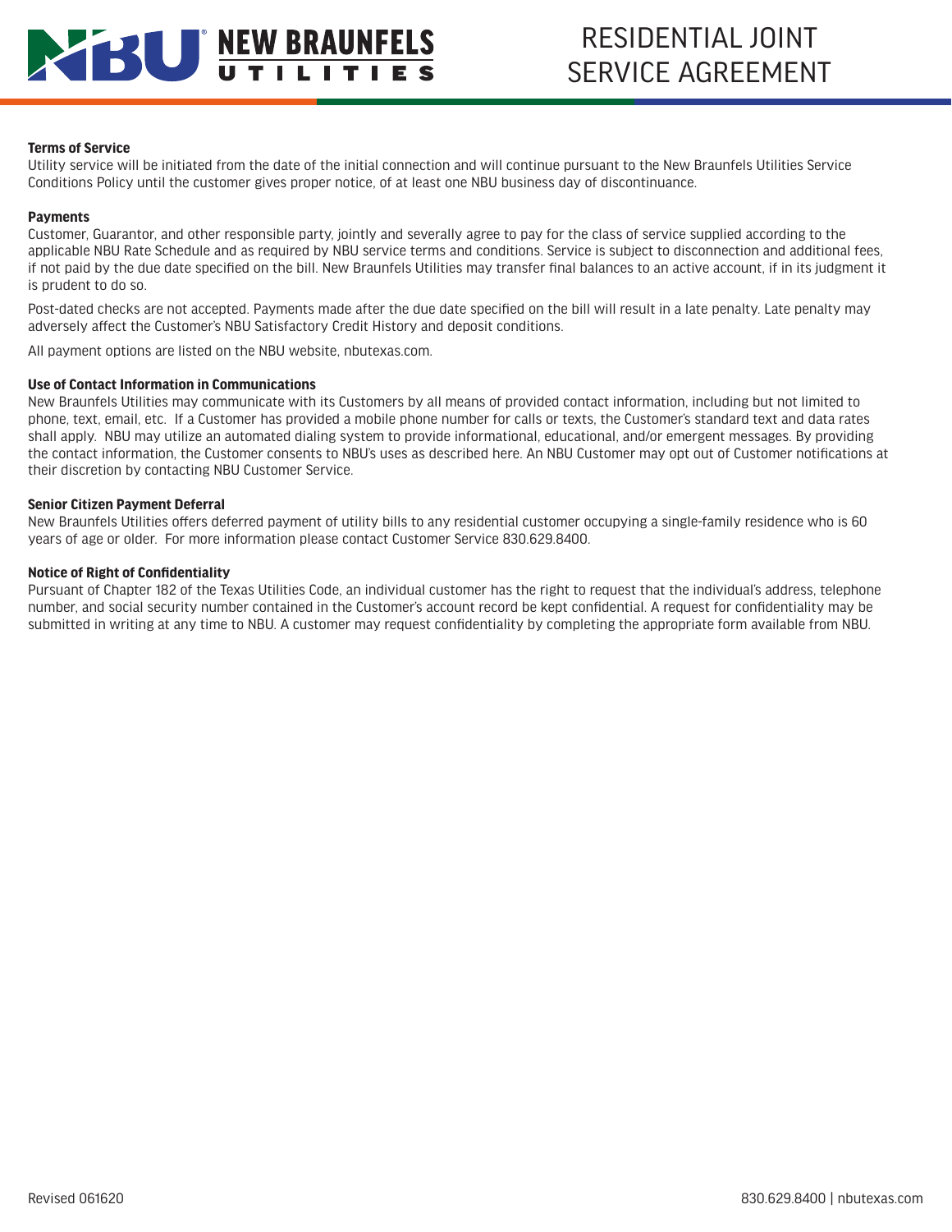# RESIDENTIAL JOINT SERVICE AGREEMENT

**Terms of Service**

Utility service will be initiated from the date of the initial connection and will continue pursuant to the New Braunfels Utilities Service Conditions Policy until the customer gives proper notice, of at least one NBU business day of discontinuance.

**Payments**

Customer, Guarantor, and other responsible party, jointly and severally agree to pay for the class of service supplied according to the applicable NBU Rate Schedule and as required by NBU service terms and conditions. Service is subject to disconnection and additional fees, if not paid by the due date specified on the bill. New Braunfels Utilities may transfer final balances to an active account, if in its judgment it is prudent to do so.

Post-dated checks are not accepted. Payments made after the due date specified on the bill will result in a late penalty. Late penalty may adversely affect the Customer's NBU Satisfactory Credit History and deposit conditions.

All payment options are listed on the NBU website, nbutexas.com.

**Use of Contact Information in Communications**

New Braunfels Utilities may communicate with its Customers by all means of provided contact information, including but not limited to phone, text, email, etc. If a Customer has provided a mobile phone number for calls or texts, the Customer's standard text and data rates shall apply. NBU may utilize an automated dialing system to provide informational, educational, and/or emergent messages. By providing the contact information, the Customer consents to NBU's uses as described here. An NBU Customer may opt out of Customer notifications at their discretion by contacting NBU Customer Service.

**Senior Citizen Payment Deferral**

New Braunfels Utilities offers deferred payment of utility bills to any residential customer occupying a single-family residence who is 60 years of age or older. For more information please contact Customer Service 830.629.8400.

**Notice of Right of Confidentiality**

Pursuant of Chapter 182 of the Texas Utilities Code, an individual customer has the right to request that the individual's address, telephone number, and social security number contained in the Customer's account record be kept confidential. A request for confidentiality may be submitted in writing at any time to NBU. A customer may request confidentiality by completing the appropriate form available from NBU.

Revised 061620